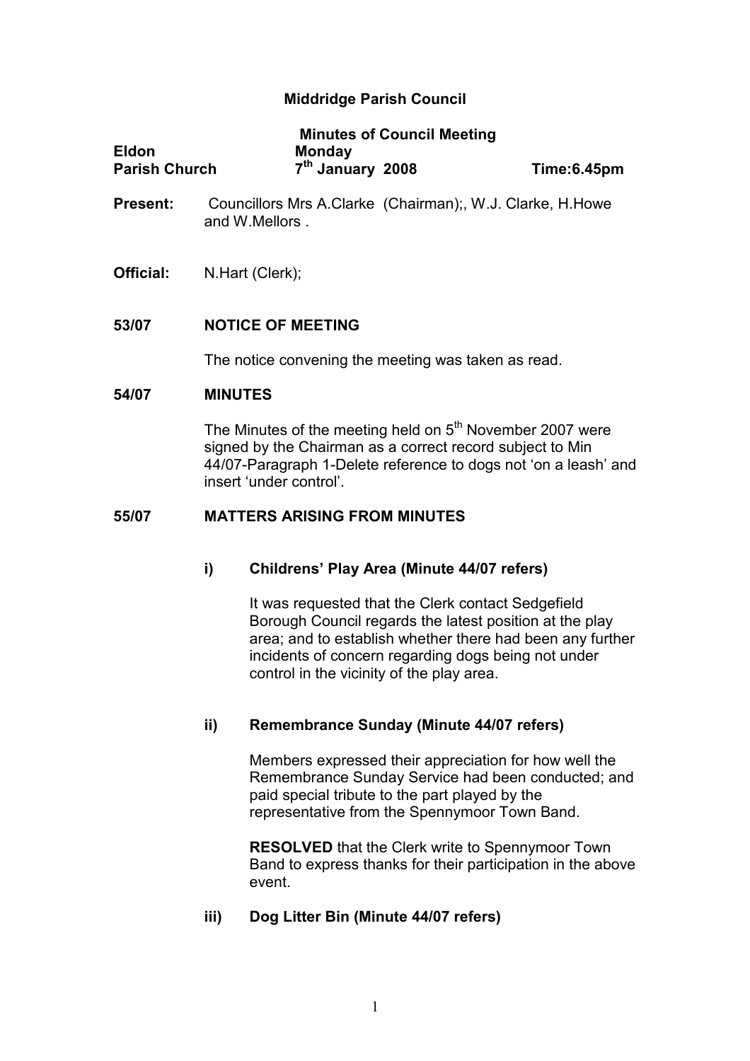# Middridge Parish Council

## Minutes of Council Meeting

**Eldon Parish Church** | **Monday 7th January 2008** | **Time:6.45pm**

**Present:** Councillors Mrs A.Clarke (Chairman);, W.J. Clarke, H.Howe and W.Mellors .

**Official:** N.Hart (Clerk);

### 53/07 NOTICE OF MEETING

The notice convening the meeting was taken as read.

### 54/07 MINUTES

The Minutes of the meeting held on 5th November 2007 were signed by the Chairman as a correct record subject to Min 44/07-Paragraph 1-Delete reference to dogs not 'on a leash' and insert 'under control'.

### 55/07 MATTERS ARISING FROM MINUTES

#### i) Childrens' Play Area (Minute 44/07 refers)

It was requested that the Clerk contact Sedgefield Borough Council regards the latest position at the play area; and to establish whether there had been any further incidents of concern regarding dogs being not under control in the vicinity of the play area.

#### ii) Remembrance Sunday (Minute 44/07 refers)

Members expressed their appreciation for how well the Remembrance Sunday Service had been conducted; and paid special tribute to the part played by the representative from the Spennymoor Town Band.

**RESOLVED** that the Clerk write to Spennymoor Town Band to express thanks for their participation in the above event.

#### iii) Dog Litter Bin (Minute 44/07 refers)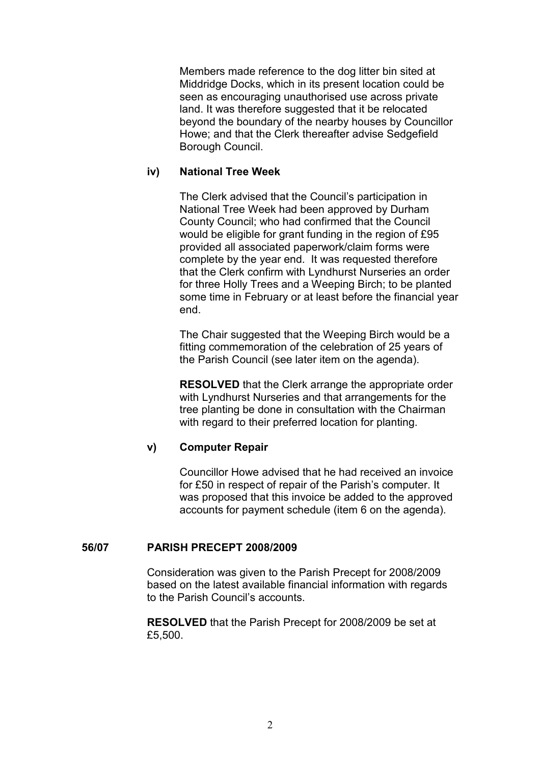Members made reference to the dog litter bin sited at Middridge Docks, which in its present location could be seen as encouraging unauthorised use across private land. It was therefore suggested that it be relocated beyond the boundary of the nearby houses by Councillor Howe; and that the Clerk thereafter advise Sedgefield Borough Council.

### iv) National Tree Week

The Clerk advised that the Council's participation in National Tree Week had been approved by Durham County Council; who had confirmed that the Council would be eligible for grant funding in the region of £95 provided all associated paperwork/claim forms were complete by the year end. It was requested therefore that the Clerk confirm with Lyndhurst Nurseries an order for three Holly Trees and a Weeping Birch; to be planted some time in February or at least before the financial year end.

The Chair suggested that the Weeping Birch would be a fitting commemoration of the celebration of 25 years of the Parish Council (see later item on the agenda).

**RESOLVED** that the Clerk arrange the appropriate order with Lyndhurst Nurseries and that arrangements for the tree planting be done in consultation with the Chairman with regard to their preferred location for planting.

### v) Computer Repair

Councillor Howe advised that he had received an invoice for £50 in respect of repair of the Parish's computer. It was proposed that this invoice be added to the approved accounts for payment schedule (item 6 on the agenda).

## 56/07 PARISH PRECEPT 2008/2009

Consideration was given to the Parish Precept for 2008/2009 based on the latest available financial information with regards to the Parish Council's accounts.

**RESOLVED** that the Parish Precept for 2008/2009 be set at £5,500.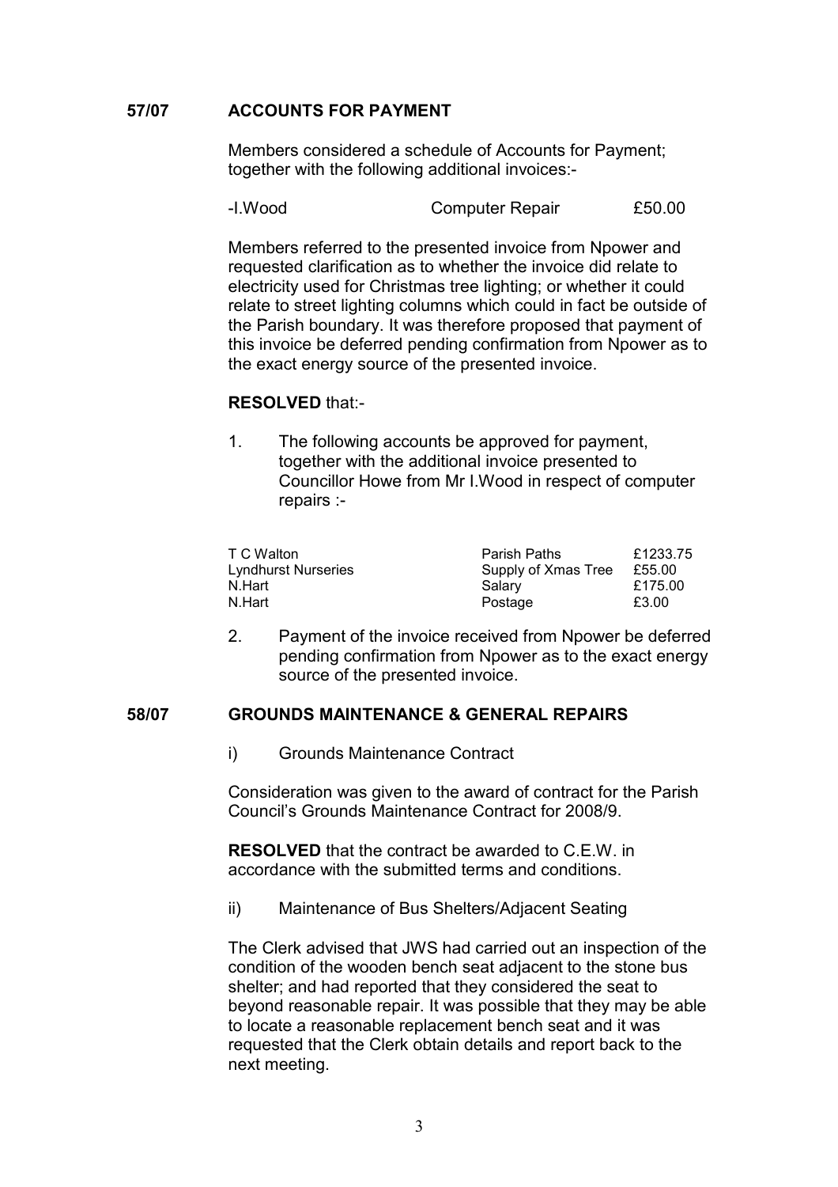## 57/07 ACCOUNTS FOR PAYMENT

Members considered a schedule of Accounts for Payment; together with the following additional invoices:-

| | | |
|---|---|---|
| -I.Wood | Computer Repair | £50.00 |

Members referred to the presented invoice from Npower and requested clarification as to whether the invoice did relate to electricity used for Christmas tree lighting; or whether it could relate to street lighting columns which could in fact be outside of the Parish boundary. It was therefore proposed that payment of this invoice be deferred pending confirmation from Npower as to the exact energy source of the presented invoice.

**RESOLVED** that:-

1. The following accounts be approved for payment, together with the additional invoice presented to Councillor Howe from Mr I.Wood in respect of computer repairs :-

| | | |
|---|---|---|
| T C Walton | Parish Paths | £1233.75 |
| Lyndhurst Nurseries | Supply of Xmas Tree | £55.00 |
| N.Hart | Salary | £175.00 |
| N.Hart | Postage | £3.00 |

2. Payment of the invoice received from Npower be deferred pending confirmation from Npower as to the exact energy source of the presented invoice.

## 58/07 GROUNDS MAINTENANCE & GENERAL REPAIRS

i) Grounds Maintenance Contract

Consideration was given to the award of contract for the Parish Council's Grounds Maintenance Contract for 2008/9.

**RESOLVED** that the contract be awarded to C.E.W. in accordance with the submitted terms and conditions.

ii) Maintenance of Bus Shelters/Adjacent Seating

The Clerk advised that JWS had carried out an inspection of the condition of the wooden bench seat adjacent to the stone bus shelter; and had reported that they considered the seat to beyond reasonable repair. It was possible that they may be able to locate a reasonable replacement bench seat and it was requested that the Clerk obtain details and report back to the next meeting.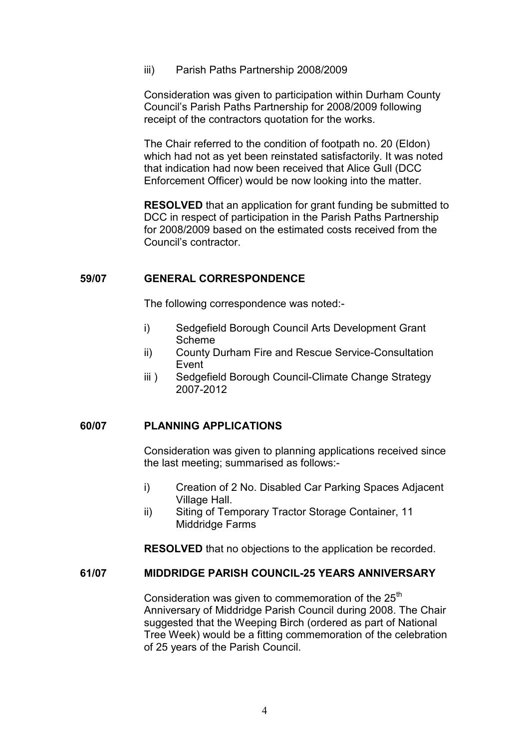iii) Parish Paths Partnership 2008/2009

Consideration was given to participation within Durham County Council's Parish Paths Partnership for 2008/2009 following receipt of the contractors quotation for the works.

The Chair referred to the condition of footpath no. 20 (Eldon) which had not as yet been reinstated satisfactorily. It was noted that indication had now been received that Alice Gull (DCC Enforcement Officer) would be now looking into the matter.

**RESOLVED** that an application for grant funding be submitted to DCC in respect of participation in the Parish Paths Partnership for 2008/2009 based on the estimated costs received from the Council's contractor.

**59/07 GENERAL CORRESPONDENCE**

The following correspondence was noted:-

i) Sedgefield Borough Council Arts Development Grant Scheme
ii) County Durham Fire and Rescue Service-Consultation Event
iii ) Sedgefield Borough Council-Climate Change Strategy 2007-2012

**60/07 PLANNING APPLICATIONS**

Consideration was given to planning applications received since the last meeting; summarised as follows:-

i) Creation of 2 No. Disabled Car Parking Spaces Adjacent Village Hall.
ii) Siting of Temporary Tractor Storage Container, 11 Middridge Farms

**RESOLVED** that no objections to the application be recorded.

**61/07 MIDDRIDGE PARISH COUNCIL-25 YEARS ANNIVERSARY**

Consideration was given to commemoration of the 25th Anniversary of Middridge Parish Council during 2008. The Chair suggested that the Weeping Birch (ordered as part of National Tree Week) would be a fitting commemoration of the celebration of 25 years of the Parish Council.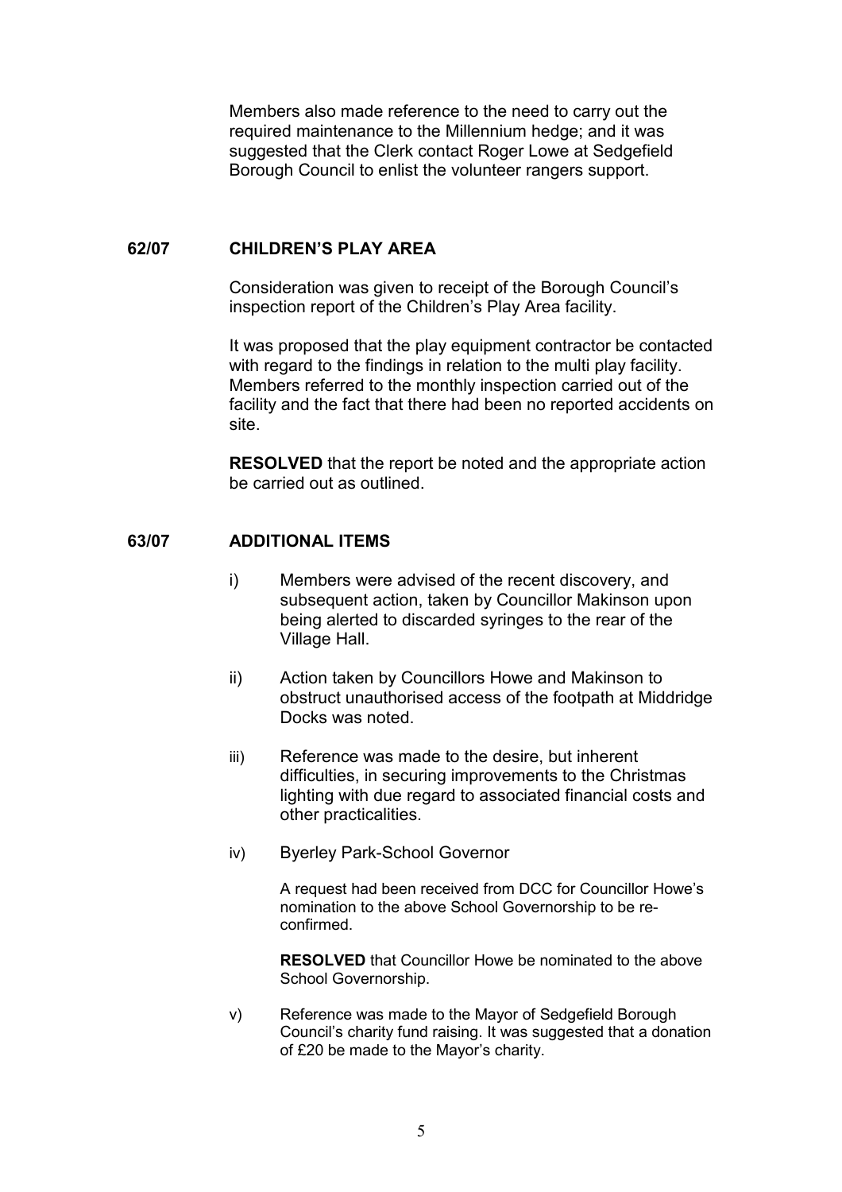Members also made reference to the need to carry out the required maintenance to the Millennium hedge; and it was suggested that the Clerk contact Roger Lowe at Sedgefield Borough Council to enlist the volunteer rangers support.

## 62/07 CHILDREN'S PLAY AREA

Consideration was given to receipt of the Borough Council's inspection report of the Children's Play Area facility.

It was proposed that the play equipment contractor be contacted with regard to the findings in relation to the multi play facility. Members referred to the monthly inspection carried out of the facility and the fact that there had been no reported accidents on site.

**RESOLVED** that the report be noted and the appropriate action be carried out as outlined.

## 63/07 ADDITIONAL ITEMS

i) Members were advised of the recent discovery, and subsequent action, taken by Councillor Makinson upon being alerted to discarded syringes to the rear of the Village Hall.

ii) Action taken by Councillors Howe and Makinson to obstruct unauthorised access of the footpath at Middridge Docks was noted.

iii) Reference was made to the desire, but inherent difficulties, in securing improvements to the Christmas lighting with due regard to associated financial costs and other practicalities.

iv) Byerley Park-School Governor

A request had been received from DCC for Councillor Howe's nomination to the above School Governorship to be re-confirmed.

**RESOLVED** that Councillor Howe be nominated to the above School Governorship.

v) Reference was made to the Mayor of Sedgefield Borough Council's charity fund raising. It was suggested that a donation of £20 be made to the Mayor's charity.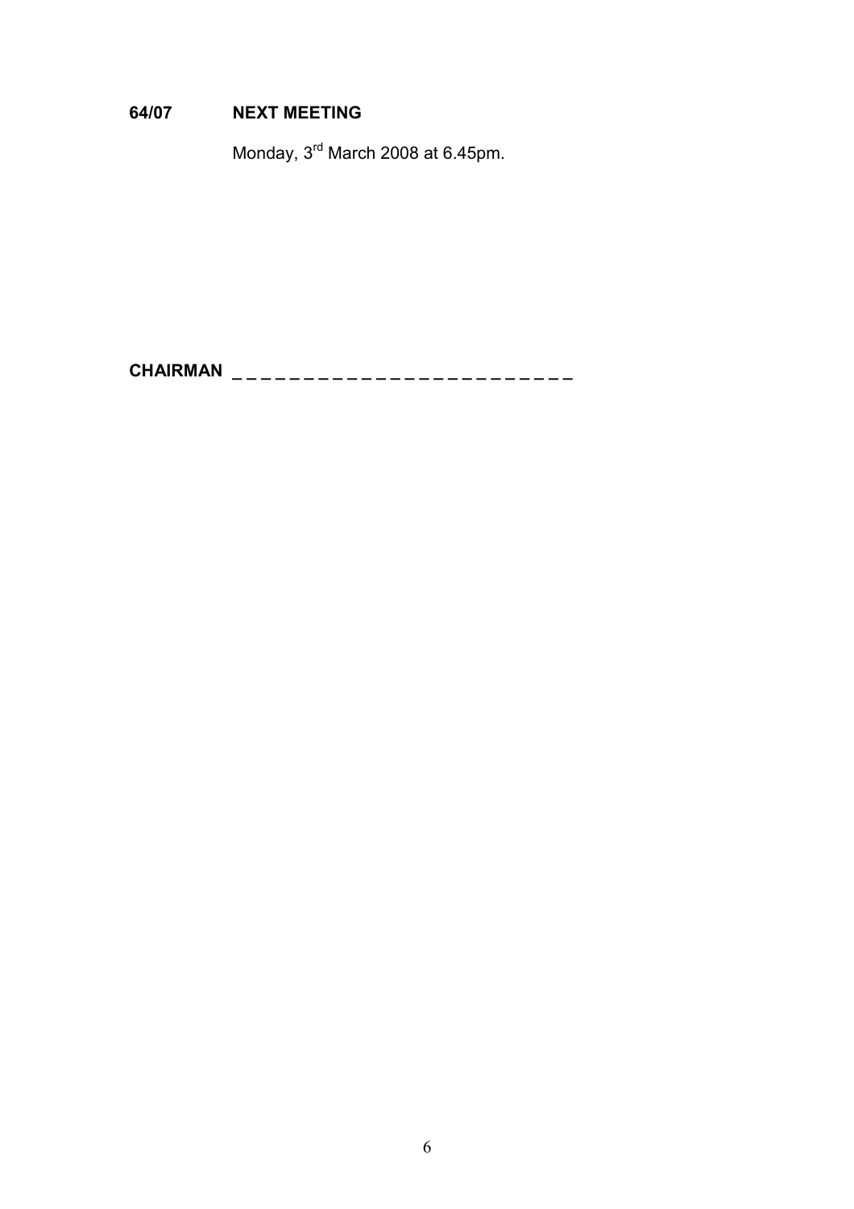**64/07 NEXT MEETING**

Monday, 3rd March 2008 at 6.45pm.

**CHAIRMAN** _ _ _ _ _ _ _ _ _ _ _ _ _ _ _ _ _ _ _ _ _ _ _ _ _